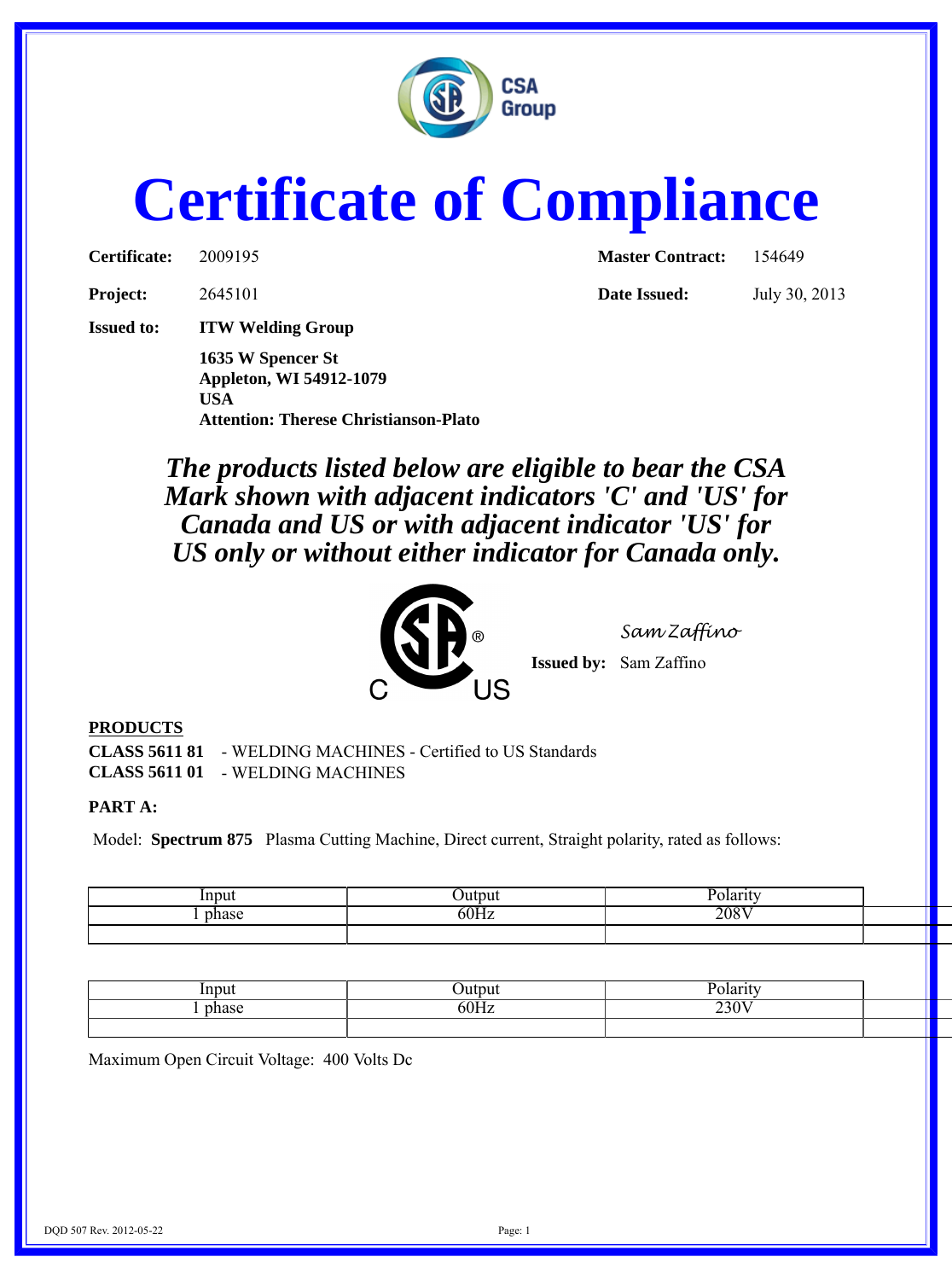CSA Group

# Certificate of Compliance

**Certificate:** 2009195  
**Master Contract:** 154649

**Project:** 2645101  
**Date Issued:** July 30, 2013

**Issued to:** **ITW Welding Group**

**1635 W Spencer St**  
**Appleton, WI 54912-1079**  
**USA**  
**Attention: Therese Christianson-Plato**

***The products listed below are eligible to bear the CSA Mark shown with adjacent indicators 'C' and 'US' for Canada and US or with adjacent indicator 'US' for US only or without either indicator for Canada only.***

C US

*Sam Zaffino*

**Issued by:** Sam Zaffino

**PRODUCTS**

**CLASS 5611 81** - WELDING MACHINES - Certified to US Standards  
**CLASS 5611 01** - WELDING MACHINES

**PART A:**

Model: **Spectrum 875** Plasma Cutting Machine, Direct current, Straight polarity, rated as follows:

| Input | Output | Polarity | |
|---|---|---|---|
| 1 phase | 60Hz | 208V | |
| | | | |

| Input | Output | Polarity | |
|---|---|---|---|
| 1 phase | 60Hz | 230V | |
| | | | |

Maximum Open Circuit Voltage: 400 Volts Dc

DQD 507 Rev. 2012-05-22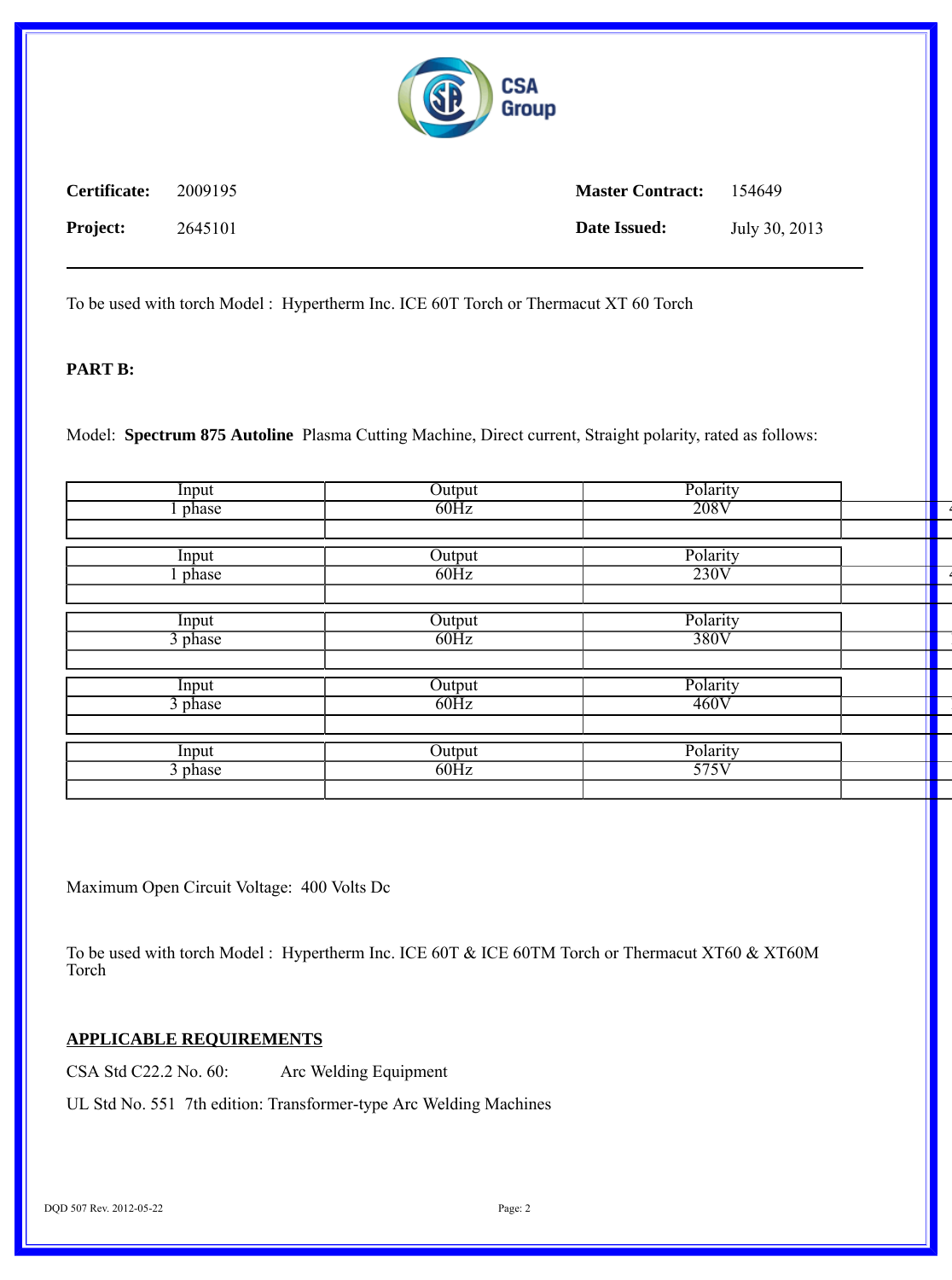**Certificate:** 2009195 **Master Contract:** 154649

**Project:** 2645101 **Date Issued:** July 30, 2013

To be used with torch Model : Hypertherm Inc. ICE 60T Torch or Thermacut XT 60 Torch

**PART B:**

Model: **Spectrum 875 Autoline** Plasma Cutting Machine, Direct current, Straight polarity, rated as follows:

| Input | Output | Polarity | |
|---|---|---|---|
| 1 phase | 60Hz | 208V | |
| | | | |

| Input | Output | Polarity | |
|---|---|---|---|
| 1 phase | 60Hz | 230V | |
| | | | |

| Input | Output | Polarity | |
|---|---|---|---|
| 3 phase | 60Hz | 380V | |
| | | | |

| Input | Output | Polarity | |
|---|---|---|---|
| 3 phase | 60Hz | 460V | |
| | | | |

| Input | Output | Polarity | |
|---|---|---|---|
| 3 phase | 60Hz | 575V | |
| | | | |

Maximum Open Circuit Voltage: 400 Volts Dc

To be used with torch Model : Hypertherm Inc. ICE 60T & ICE 60TM Torch or Thermacut XT60 & XT60M Torch

## APPLICABLE REQUIREMENTS

CSA Std C22.2 No. 60: Arc Welding Equipment

UL Std No. 551 7th edition: Transformer-type Arc Welding Machines

DQD 507 Rev. 2012-05-22